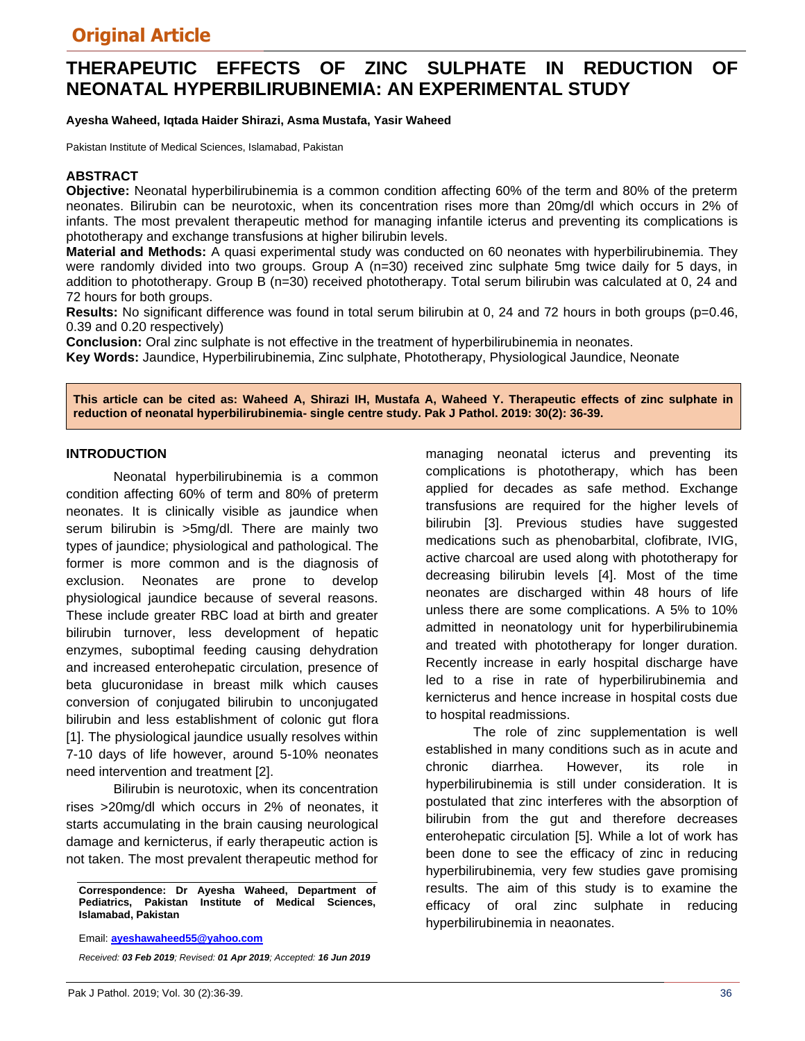Original Article

# THERAPEUTIC EFFECTS OF ZINC SULPHATE IN REDUCTION OF NEONATAL HYPERBILIRUBINEMIA: AN EXPERIMENTAL STUDY

**Ayesha Waheed, Iqtada Haider Shirazi, Asma Mustafa, Yasir Waheed**

Pakistan Institute of Medical Sciences, Islamabad, Pakistan

## ABSTRACT

**Objective:** Neonatal hyperbilirubinemia is a common condition affecting 60% of the term and 80% of the preterm neonates. Bilirubin can be neurotoxic, when its concentration rises more than 20mg/dl which occurs in 2% of infants. The most prevalent therapeutic method for managing infantile icterus and preventing its complications is phototherapy and exchange transfusions at higher bilirubin levels.

**Material and Methods:** A quasi experimental study was conducted on 60 neonates with hyperbilirubinemia. They were randomly divided into two groups. Group A (n=30) received zinc sulphate 5mg twice daily for 5 days, in addition to phototherapy. Group B (n=30) received phototherapy. Total serum bilirubin was calculated at 0, 24 and 72 hours for both groups.

**Results:** No significant difference was found in total serum bilirubin at 0, 24 and 72 hours in both groups (p=0.46, 0.39 and 0.20 respectively)

**Conclusion:** Oral zinc sulphate is not effective in the treatment of hyperbilirubinemia in neonates.

**Key Words:** Jaundice, Hyperbilirubinemia, Zinc sulphate, Phototherapy, Physiological Jaundice, Neonate

**This article can be cited as: Waheed A, Shirazi IH, Mustafa A, Waheed Y. Therapeutic effects of zinc sulphate in reduction of neonatal hyperbilirubinemia- single centre study. Pak J Pathol. 2019: 30(2): 36-39.**

## INTRODUCTION

Neonatal hyperbilirubinemia is a common condition affecting 60% of term and 80% of preterm neonates. It is clinically visible as jaundice when serum bilirubin is >5mg/dl. There are mainly two types of jaundice; physiological and pathological. The former is more common and is the diagnosis of exclusion. Neonates are prone to develop physiological jaundice because of several reasons. These include greater RBC load at birth and greater bilirubin turnover, less development of hepatic enzymes, suboptimal feeding causing dehydration and increased enterohepatic circulation, presence of beta glucuronidase in breast milk which causes conversion of conjugated bilirubin to unconjugated bilirubin and less establishment of colonic gut flora [1]. The physiological jaundice usually resolves within 7-10 days of life however, around 5-10% neonates need intervention and treatment [2].

Bilirubin is neurotoxic, when its concentration rises >20mg/dl which occurs in 2% of neonates, it starts accumulating in the brain causing neurological damage and kernicterus, if early therapeutic action is not taken. The most prevalent therapeutic method for managing neonatal icterus and preventing its complications is phototherapy, which has been applied for decades as safe method. Exchange transfusions are required for the higher levels of bilirubin [3]. Previous studies have suggested medications such as phenobarbital, clofibrate, IVIG, active charcoal are used along with phototherapy for decreasing bilirubin levels [4]. Most of the time neonates are discharged within 48 hours of life unless there are some complications. A 5% to 10% admitted in neonatology unit for hyperbilirubinemia and treated with phototherapy for longer duration. Recently increase in early hospital discharge have led to a rise in rate of hyperbilirubinemia and kernicterus and hence increase in hospital costs due to hospital readmissions.

The role of zinc supplementation is well established in many conditions such as in acute and chronic diarrhea. However, its role in hyperbilirubinemia is still under consideration. It is postulated that zinc interferes with the absorption of bilirubin from the gut and therefore decreases enterohepatic circulation [5]. While a lot of work has been done to see the efficacy of zinc in reducing hyperbilirubinemia, very few studies gave promising results. The aim of this study is to examine the efficacy of oral zinc sulphate in reducing hyperbilirubinemia in neaonates.

**Correspondence: Dr Ayesha Waheed, Department of Pediatrics, Pakistan Institute of Medical Sciences, Islamabad, Pakistan**

Email: **ayeshawaheed55@yahoo.com**

*Received: **03 Feb 2019**; Revised: **01 Apr 2019**; Accepted: **16 Jun 2019***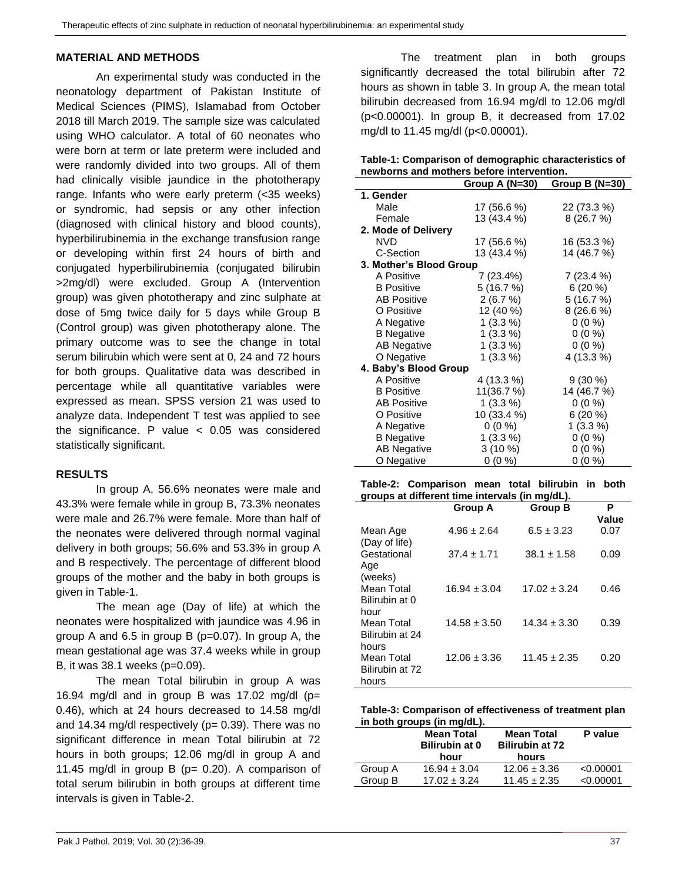## MATERIAL AND METHODS

An experimental study was conducted in the neonatology department of Pakistan Institute of Medical Sciences (PIMS), Islamabad from October 2018 till March 2019. The sample size was calculated using WHO calculator. A total of 60 neonates who were born at term or late preterm were included and were randomly divided into two groups. All of them had clinically visible jaundice in the phototherapy range. Infants who were early preterm (<35 weeks) or syndromic, had sepsis or any other infection (diagnosed with clinical history and blood counts), hyperbilirubinemia in the exchange transfusion range or developing within first 24 hours of birth and conjugated hyperbilirubinemia (conjugated bilirubin >2mg/dl) were excluded. Group A (Intervention group) was given phototherapy and zinc sulphate at dose of 5mg twice daily for 5 days while Group B (Control group) was given phototherapy alone. The primary outcome was to see the change in total serum bilirubin which were sent at 0, 24 and 72 hours for both groups. Qualitative data was described in percentage while all quantitative variables were expressed as mean. SPSS version 21 was used to analyze data. Independent T test was applied to see the significance. P value < 0.05 was considered statistically significant.

## RESULTS

In group A, 56.6% neonates were male and 43.3% were female while in group B, 73.3% neonates were male and 26.7% were female. More than half of the neonates were delivered through normal vaginal delivery in both groups; 56.6% and 53.3% in group A and B respectively. The percentage of different blood groups of the mother and the baby in both groups is given in Table-1.

The mean age (Day of life) at which the neonates were hospitalized with jaundice was 4.96 in group A and 6.5 in group B (p=0.07). In group A, the mean gestational age was 37.4 weeks while in group B, it was 38.1 weeks (p=0.09).

The mean Total bilirubin in group A was 16.94 mg/dl and in group B was 17.02 mg/dl (p= 0.46), which at 24 hours decreased to 14.58 mg/dl and 14.34 mg/dl respectively (p= 0.39). There was no significant difference in mean Total bilirubin at 72 hours in both groups; 12.06 mg/dl in group A and 11.45 mg/dl in group B (p= 0.20). A comparison of total serum bilirubin in both groups at different time intervals is given in Table-2.

The treatment plan in both groups significantly decreased the total bilirubin after 72 hours as shown in table 3. In group A, the mean total bilirubin decreased from 16.94 mg/dl to 12.06 mg/dl (p<0.00001). In group B, it decreased from 17.02 mg/dl to 11.45 mg/dl (p<0.00001).

**Table-1: Comparison of demographic characteristics of newborns and mothers before intervention.**

| | Group A (N=30) | Group B (N=30) |
|---|---|---|
| **1. Gender** | | |
| Male | 17 (56.6 %) | 22 (73.3 %) |
| Female | 13 (43.4 %) | 8 (26.7 %) |
| **2. Mode of Delivery** | | |
| NVD | 17 (56.6 %) | 16 (53.3 %) |
| C-Section | 13 (43.4 %) | 14 (46.7 %) |
| **3. Mother's Blood Group** | | |
| A Positive | 7 (23.4%) | 7 (23.4 %) |
| B Positive | 5 (16.7 %) | 6 (20 %) |
| AB Positive | 2 (6.7 %) | 5 (16.7 %) |
| O Positive | 12 (40 %) | 8 (26.6 %) |
| A Negative | 1 (3.3 %) | 0 (0 %) |
| B Negative | 1 (3.3 %) | 0 (0 %) |
| AB Negative | 1 (3.3 %) | 0 (0 %) |
| O Negative | 1 (3.3 %) | 4 (13.3 %) |
| **4. Baby's Blood Group** | | |
| A Positive | 4 (13.3 %) | 9 (30 %) |
| B Positive | 11(36.7 %) | 14 (46.7 %) |
| AB Positive | 1 (3.3 %) | 0 (0 %) |
| O Positive | 10 (33.4 %) | 6 (20 %) |
| A Negative | 0 (0 %) | 1 (3.3 %) |
| B Negative | 1 (3.3 %) | 0 (0 %) |
| AB Negative | 3 (10 %) | 0 (0 %) |
| O Negative | 0 (0 %) | 0 (0 %) |

**Table-2: Comparison mean total bilirubin in both groups at different time intervals (in mg/dL).**

| | Group A | Group B | P Value |
|---|---|---|---|
| Mean Age (Day of life) | 4.96 ± 2.64 | 6.5 ± 3.23 | 0.07 |
| Gestational Age (weeks) | 37.4 ± 1.71 | 38.1 ± 1.58 | 0.09 |
| Mean Total Bilirubin at 0 hour | 16.94 ± 3.04 | 17.02 ± 3.24 | 0.46 |
| Mean Total Bilirubin at 24 hours | 14.58 ± 3.50 | 14.34 ± 3.30 | 0.39 |
| Mean Total Bilirubin at 72 hours | 12.06 ± 3.36 | 11.45 ± 2.35 | 0.20 |

**Table-3: Comparison of effectiveness of treatment plan in both groups (in mg/dL).**

| | Mean Total Bilirubin at 0 hour | Mean Total Bilirubin at 72 hours | P value |
|---|---|---|---|
| Group A | 16.94 ± 3.04 | 12.06 ± 3.36 | <0.00001 |
| Group B | 17.02 ± 3.24 | 11.45 ± 2.35 | <0.00001 |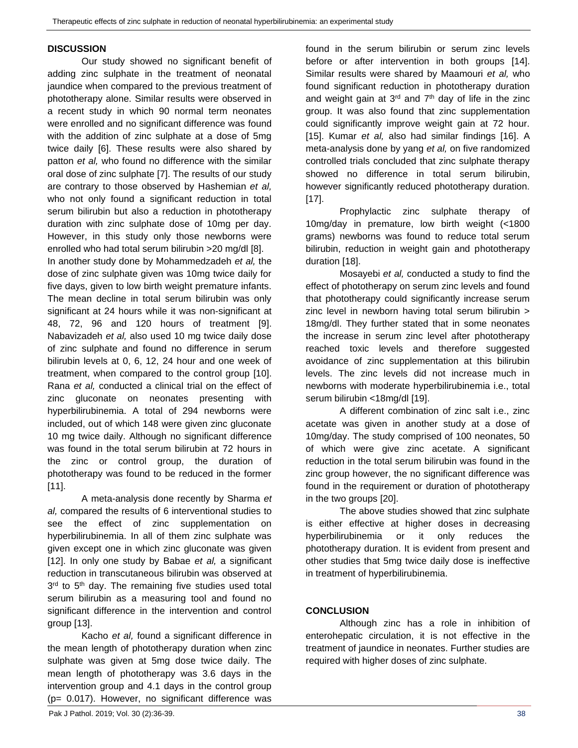## DISCUSSION

Our study showed no significant benefit of adding zinc sulphate in the treatment of neonatal jaundice when compared to the previous treatment of phototherapy alone. Similar results were observed in a recent study in which 90 normal term neonates were enrolled and no significant difference was found with the addition of zinc sulphate at a dose of 5mg twice daily [6]. These results were also shared by patton *et al,* who found no difference with the similar oral dose of zinc sulphate [7]. The results of our study are contrary to those observed by Hashemian *et al,* who not only found a significant reduction in total serum bilirubin but also a reduction in phototherapy duration with zinc sulphate dose of 10mg per day. However, in this study only those newborns were enrolled who had total serum bilirubin >20 mg/dl [8].
In another study done by Mohammedzadeh *et al,* the dose of zinc sulphate given was 10mg twice daily for five days, given to low birth weight premature infants. The mean decline in total serum bilirubin was only significant at 24 hours while it was non-significant at 48, 72, 96 and 120 hours of treatment [9]. Nabavizadeh *et al,* also used 10 mg twice daily dose of zinc sulphate and found no difference in serum bilirubin levels at 0, 6, 12, 24 hour and one week of treatment, when compared to the control group [10]. Rana *et al,* conducted a clinical trial on the effect of zinc gluconate on neonates presenting with hyperbilirubinemia. A total of 294 newborns were included, out of which 148 were given zinc gluconate 10 mg twice daily. Although no significant difference was found in the total serum bilirubin at 72 hours in the zinc or control group, the duration of phototherapy was found to be reduced in the former [11].

A meta-analysis done recently by Sharma *et al,* compared the results of 6 interventional studies to see the effect of zinc supplementation on hyperbilirubinemia. In all of them zinc sulphate was given except one in which zinc gluconate was given [12]. In only one study by Babae *et al,* a significant reduction in transcutaneous bilirubin was observed at 3rd to 5th day. The remaining five studies used total serum bilirubin as a measuring tool and found no significant difference in the intervention and control group [13].

Kacho *et al,* found a significant difference in the mean length of phototherapy duration when zinc sulphate was given at 5mg dose twice daily. The mean length of phototherapy was 3.6 days in the intervention group and 4.1 days in the control group (p= 0.017). However, no significant difference was found in the serum bilirubin or serum zinc levels before or after intervention in both groups [14]. Similar results were shared by Maamouri *et al,* who found significant reduction in phototherapy duration and weight gain at 3rd and 7th day of life in the zinc group. It was also found that zinc supplementation could significantly improve weight gain at 72 hour. [15]. Kumar *et al,* also had similar findings [16]. A meta-analysis done by yang *et al,* on five randomized controlled trials concluded that zinc sulphate therapy showed no difference in total serum bilirubin, however significantly reduced phototherapy duration. [17].

Prophylactic zinc sulphate therapy of 10mg/day in premature, low birth weight (<1800 grams) newborns was found to reduce total serum bilirubin, reduction in weight gain and phototherapy duration [18].

Mosayebi *et al,* conducted a study to find the effect of phototherapy on serum zinc levels and found that phototherapy could significantly increase serum zinc level in newborn having total serum bilirubin > 18mg/dl. They further stated that in some neonates the increase in serum zinc level after phototherapy reached toxic levels and therefore suggested avoidance of zinc supplementation at this bilirubin levels. The zinc levels did not increase much in newborns with moderate hyperbilirubinemia i.e., total serum bilirubin <18mg/dl [19].

A different combination of zinc salt i.e., zinc acetate was given in another study at a dose of 10mg/day. The study comprised of 100 neonates, 50 of which were give zinc acetate. A significant reduction in the total serum bilirubin was found in the zinc group however, the no significant difference was found in the requirement or duration of phototherapy in the two groups [20].

The above studies showed that zinc sulphate is either effective at higher doses in decreasing hyperbilirubinemia or it only reduces the phototherapy duration. It is evident from present and other studies that 5mg twice daily dose is ineffective in treatment of hyperbilirubinemia.

## CONCLUSION

Although zinc has a role in inhibition of enterohepatic circulation, it is not effective in the treatment of jaundice in neonates. Further studies are required with higher doses of zinc sulphate.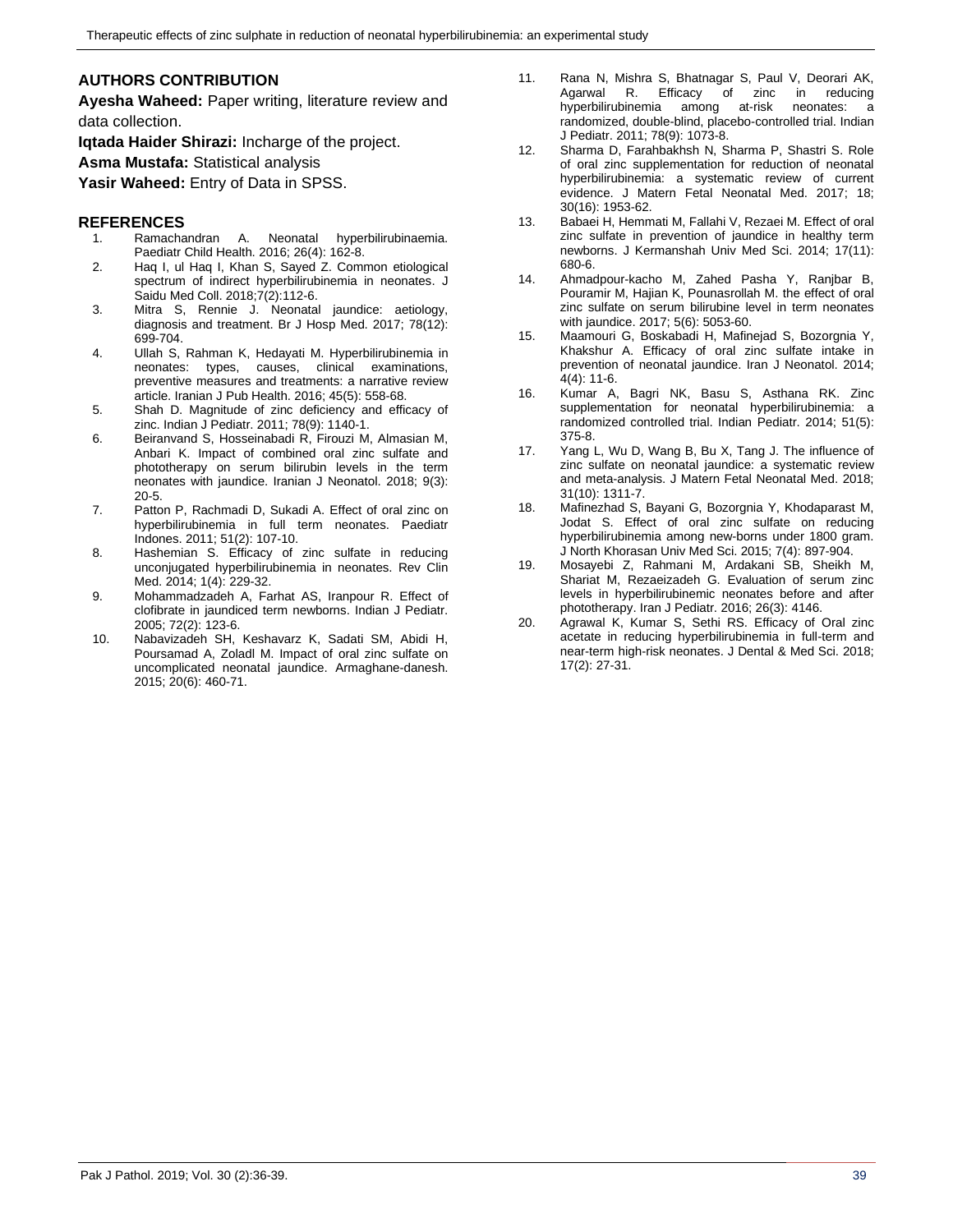## AUTHORS CONTRIBUTION

**Ayesha Waheed:** Paper writing, literature review and data collection.

**Iqtada Haider Shirazi:** Incharge of the project.

**Asma Mustafa:** Statistical analysis

**Yasir Waheed:** Entry of Data in SPSS.

## REFERENCES

1. Ramachandran A. Neonatal hyperbilirubinaemia. Paediatr Child Health. 2016; 26(4): 162-8.
2. Haq I, ul Haq I, Khan S, Sayed Z. Common etiological spectrum of indirect hyperbilirubinemia in neonates. J Saidu Med Coll. 2018;7(2):112-6.
3. Mitra S, Rennie J. Neonatal jaundice: aetiology, diagnosis and treatment. Br J Hosp Med. 2017; 78(12): 699-704.
4. Ullah S, Rahman K, Hedayati M. Hyperbilirubinemia in neonates: types, causes, clinical examinations, preventive measures and treatments: a narrative review article. Iranian J Pub Health. 2016; 45(5): 558-68.
5. Shah D. Magnitude of zinc deficiency and efficacy of zinc. Indian J Pediatr. 2011; 78(9): 1140-1.
6. Beiranvand S, Hosseinabadi R, Firouzi M, Almasian M, Anbari K. Impact of combined oral zinc sulfate and phototherapy on serum bilirubin levels in the term neonates with jaundice. Iranian J Neonatol. 2018; 9(3): 20-5.
7. Patton P, Rachmadi D, Sukadi A. Effect of oral zinc on hyperbilirubinemia in full term neonates. Paediatr Indones. 2011; 51(2): 107-10.
8. Hashemian S. Efficacy of zinc sulfate in reducing unconjugated hyperbilirubinemia in neonates. Rev Clin Med. 2014; 1(4): 229-32.
9. Mohammadzadeh A, Farhat AS, Iranpour R. Effect of clofibrate in jaundiced term newborns. Indian J Pediatr. 2005; 72(2): 123-6.
10. Nabavizadeh SH, Keshavarz K, Sadati SM, Abidi H, Poursamad A, Zoladl M. Impact of oral zinc sulfate on uncomplicated neonatal jaundice. Armaghane-danesh. 2015; 20(6): 460-71.
11. Rana N, Mishra S, Bhatnagar S, Paul V, Deorari AK, Agarwal R. Efficacy of zinc in reducing hyperbilirubinemia among at-risk neonates: a randomized, double-blind, placebo-controlled trial. Indian J Pediatr. 2011; 78(9): 1073-8.
12. Sharma D, Farahbakhsh N, Sharma P, Shastri S. Role of oral zinc supplementation for reduction of neonatal hyperbilirubinemia: a systematic review of current evidence. J Matern Fetal Neonatal Med. 2017; 18; 30(16): 1953-62.
13. Babaei H, Hemmati M, Fallahi V, Rezaei M. Effect of oral zinc sulfate in prevention of jaundice in healthy term newborns. J Kermanshah Univ Med Sci. 2014; 17(11): 680-6.
14. Ahmadpour-kacho M, Zahed Pasha Y, Ranjbar B, Pouramir M, Hajian K, Pounasrollah M. the effect of oral zinc sulfate on serum bilirubine level in term neonates with jaundice. 2017; 5(6): 5053-60.
15. Maamouri G, Boskabadi H, Mafinejad S, Bozorgnia Y, Khakshur A. Efficacy of oral zinc sulfate intake in prevention of neonatal jaundice. Iran J Neonatol. 2014; 4(4): 11-6.
16. Kumar A, Bagri NK, Basu S, Asthana RK. Zinc supplementation for neonatal hyperbilirubinemia: a randomized controlled trial. Indian Pediatr. 2014; 51(5): 375-8.
17. Yang L, Wu D, Wang B, Bu X, Tang J. The influence of zinc sulfate on neonatal jaundice: a systematic review and meta-analysis. J Matern Fetal Neonatal Med. 2018; 31(10): 1311-7.
18. Mafinezhad S, Bayani G, Bozorgnia Y, Khodaparast M, Jodat S. Effect of oral zinc sulfate on reducing hyperbilirubinemia among new-borns under 1800 gram. J North Khorasan Univ Med Sci. 2015; 7(4): 897-904.
19. Mosayebi Z, Rahmani M, Ardakani SB, Sheikh M, Shariat M, Rezaeizadeh G. Evaluation of serum zinc levels in hyperbilirubinemic neonates before and after phototherapy. Iran J Pediatr. 2016; 26(3): 4146.
20. Agrawal K, Kumar S, Sethi RS. Efficacy of Oral zinc acetate in reducing hyperbilirubinemia in full-term and near-term high-risk neonates. J Dental & Med Sci. 2018; 17(2): 27-31.